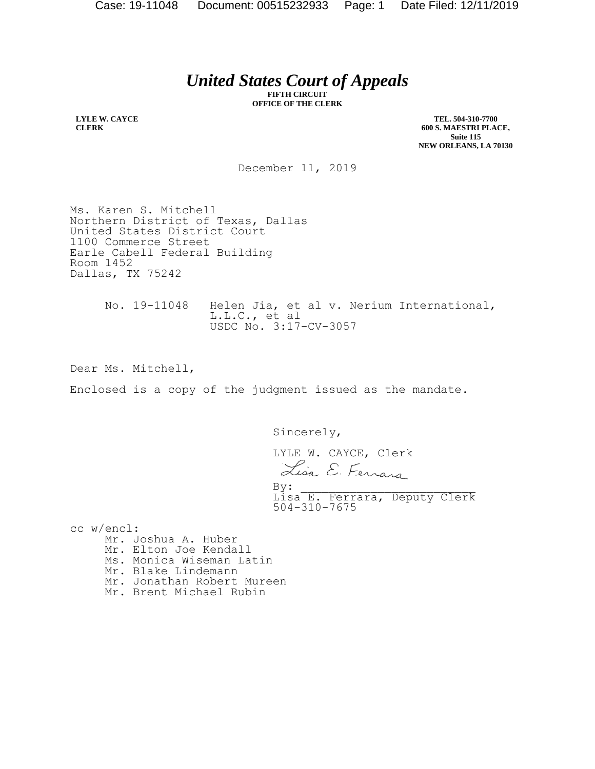# *United States Court of Appeals*

**FIFTH CIRCUIT**
**OFFICE OF THE CLERK**

**LYLE W. CAYCE**
**CLERK**

**TEL. 504-310-7700**
**600 S. MAESTRI PLACE,**
**Suite 115**
**NEW ORLEANS, LA 70130**

December 11, 2019

Ms. Karen S. Mitchell
Northern District of Texas, Dallas
United States District Court
1100 Commerce Street
Earle Cabell Federal Building
Room 1452
Dallas, TX 75242

No. 19-11048 Helen Jia, et al v. Nerium International, L.L.C., et al
USDC No. 3:17-CV-3057

Dear Ms. Mitchell,

Enclosed is a copy of the judgment issued as the mandate.

Sincerely,

LYLE W. CAYCE, Clerk

By: Lisa E. Ferrara
Lisa E. Ferrara, Deputy Clerk
504-310-7675

cc w/encl:
- Mr. Joshua A. Huber
- Mr. Elton Joe Kendall
- Ms. Monica Wiseman Latin
- Mr. Blake Lindemann
- Mr. Jonathan Robert Mureen
- Mr. Brent Michael Rubin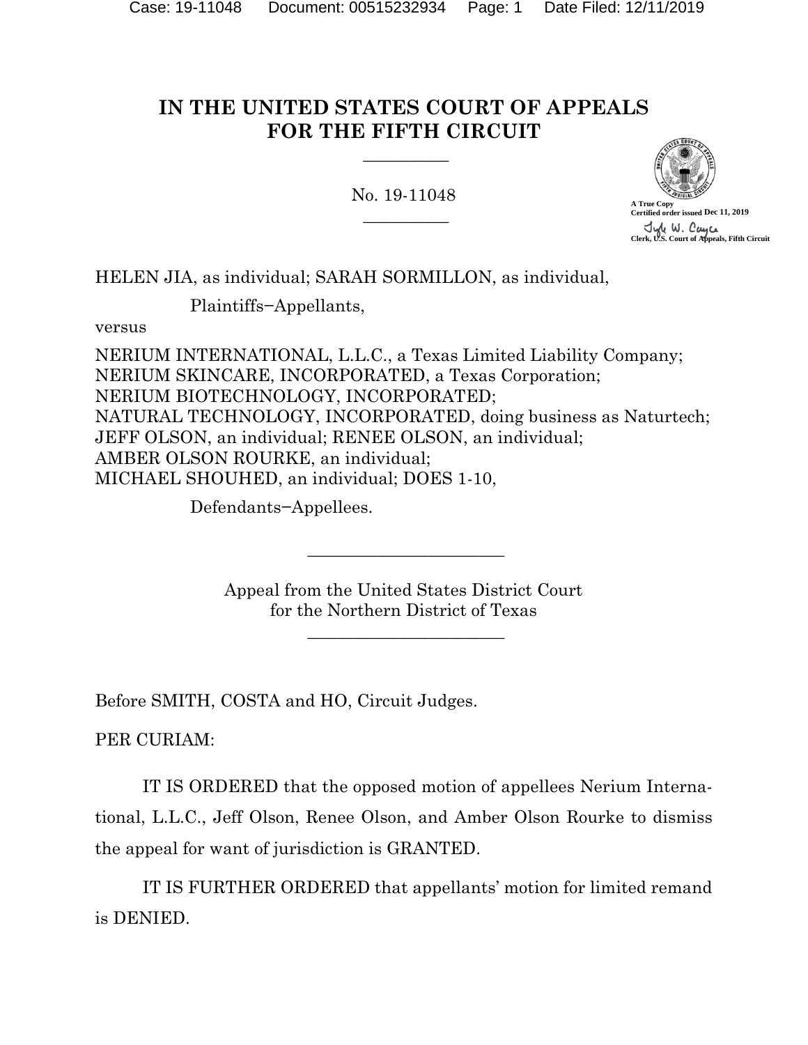# IN THE UNITED STATES COURT OF APPEALS FOR THE FIFTH CIRCUIT

No. 19-11048

A True Copy
Certified order issued Dec 11, 2019

Clerk, U.S. Court of Appeals, Fifth Circuit

HELEN JIA, as individual; SARAH SORMILLON, as individual,

Plaintiffs−Appellants,

versus

NERIUM INTERNATIONAL, L.L.C., a Texas Limited Liability Company;
NERIUM SKINCARE, INCORPORATED, a Texas Corporation;
NERIUM BIOTECHNOLOGY, INCORPORATED;
NATURAL TECHNOLOGY, INCORPORATED, doing business as Naturtech;
JEFF OLSON, an individual; RENEE OLSON, an individual;
AMBER OLSON ROURKE, an individual;
MICHAEL SHOUHED, an individual; DOES 1-10,

Defendants−Appellees.

Appeal from the United States District Court
for the Northern District of Texas

Before SMITH, COSTA and HO, Circuit Judges.

PER CURIAM:

IT IS ORDERED that the opposed motion of appellees Nerium International, L.L.C., Jeff Olson, Renee Olson, and Amber Olson Rourke to dismiss the appeal for want of jurisdiction is GRANTED.

IT IS FURTHER ORDERED that appellants' motion for limited remand is DENIED.